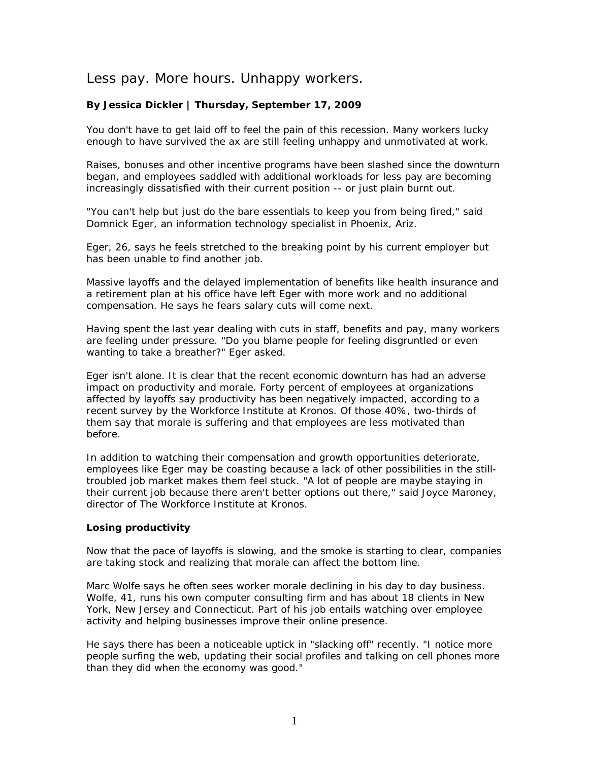# Less pay. More hours. Unhappy workers.

**By Jessica Dickler | Thursday, September 17, 2009**

You don't have to get laid off to feel the pain of this recession. Many workers lucky enough to have survived the ax are still feeling unhappy and unmotivated at work.

Raises, bonuses and other incentive programs have been slashed since the downturn began, and employees saddled with additional workloads for less pay are becoming increasingly dissatisfied with their current position -- or just plain burnt out.

"You can't help but just do the bare essentials to keep you from being fired," said Domnick Eger, an information technology specialist in Phoenix, Ariz.

Eger, 26, says he feels stretched to the breaking point by his current employer but has been unable to find another job.

Massive layoffs and the delayed implementation of benefits like health insurance and a retirement plan at his office have left Eger with more work and no additional compensation. He says he fears salary cuts will come next.

Having spent the last year dealing with cuts in staff, benefits and pay, many workers are feeling under pressure. "Do you blame people for feeling disgruntled or even wanting to take a breather?" Eger asked.

Eger isn't alone. It is clear that the recent economic downturn has had an adverse impact on productivity and morale. Forty percent of employees at organizations affected by layoffs say productivity has been negatively impacted, according to a recent survey by the Workforce Institute at Kronos. Of those 40%, two-thirds of them say that morale is suffering and that employees are less motivated than before.

In addition to watching their compensation and growth opportunities deteriorate, employees like Eger may be coasting because a lack of other possibilities in the still-troubled job market makes them feel stuck. "A lot of people are maybe staying in their current job because there aren't better options out there," said Joyce Maroney, director of The Workforce Institute at Kronos.

**Losing productivity**

Now that the pace of layoffs is slowing, and the smoke is starting to clear, companies are taking stock and realizing that morale can affect the bottom line.

Marc Wolfe says he often sees worker morale declining in his day to day business. Wolfe, 41, runs his own computer consulting firm and has about 18 clients in New York, New Jersey and Connecticut. Part of his job entails watching over employee activity and helping businesses improve their online presence.

He says there has been a noticeable uptick in "slacking off" recently. "I notice more people surfing the web, updating their social profiles and talking on cell phones more than they did when the economy was good."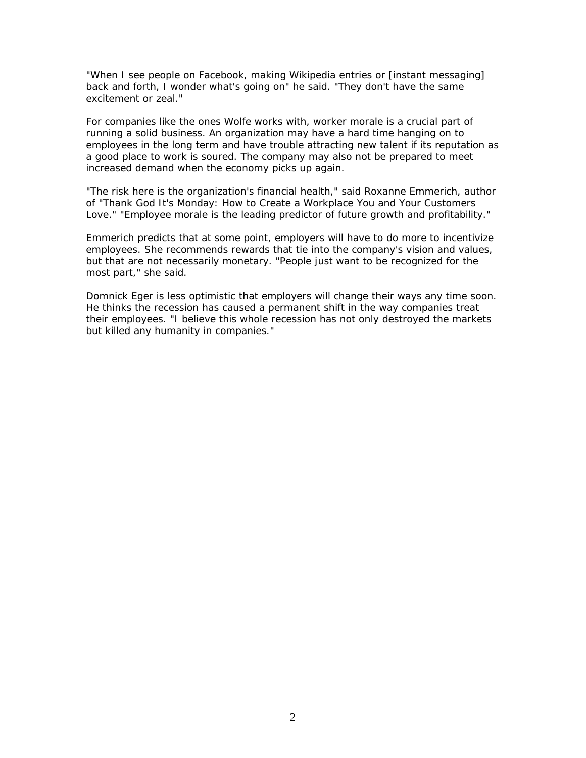"When I see people on Facebook, making Wikipedia entries or [instant messaging] back and forth, I wonder what's going on" he said. "They don't have the same excitement or zeal."

For companies like the ones Wolfe works with, worker morale is a crucial part of running a solid business. An organization may have a hard time hanging on to employees in the long term and have trouble attracting new talent if its reputation as a good place to work is soured. The company may also not be prepared to meet increased demand when the economy picks up again.

"The risk here is the organization's financial health," said Roxanne Emmerich, author of "Thank God It's Monday: How to Create a Workplace You and Your Customers Love." "Employee morale is the leading predictor of future growth and profitability."

Emmerich predicts that at some point, employers will have to do more to incentivize employees. She recommends rewards that tie into the company's vision and values, but that are not necessarily monetary. "People just want to be recognized for the most part," she said.

Domnick Eger is less optimistic that employers will change their ways any time soon. He thinks the recession has caused a permanent shift in the way companies treat their employees. "I believe this whole recession has not only destroyed the markets but killed any humanity in companies."